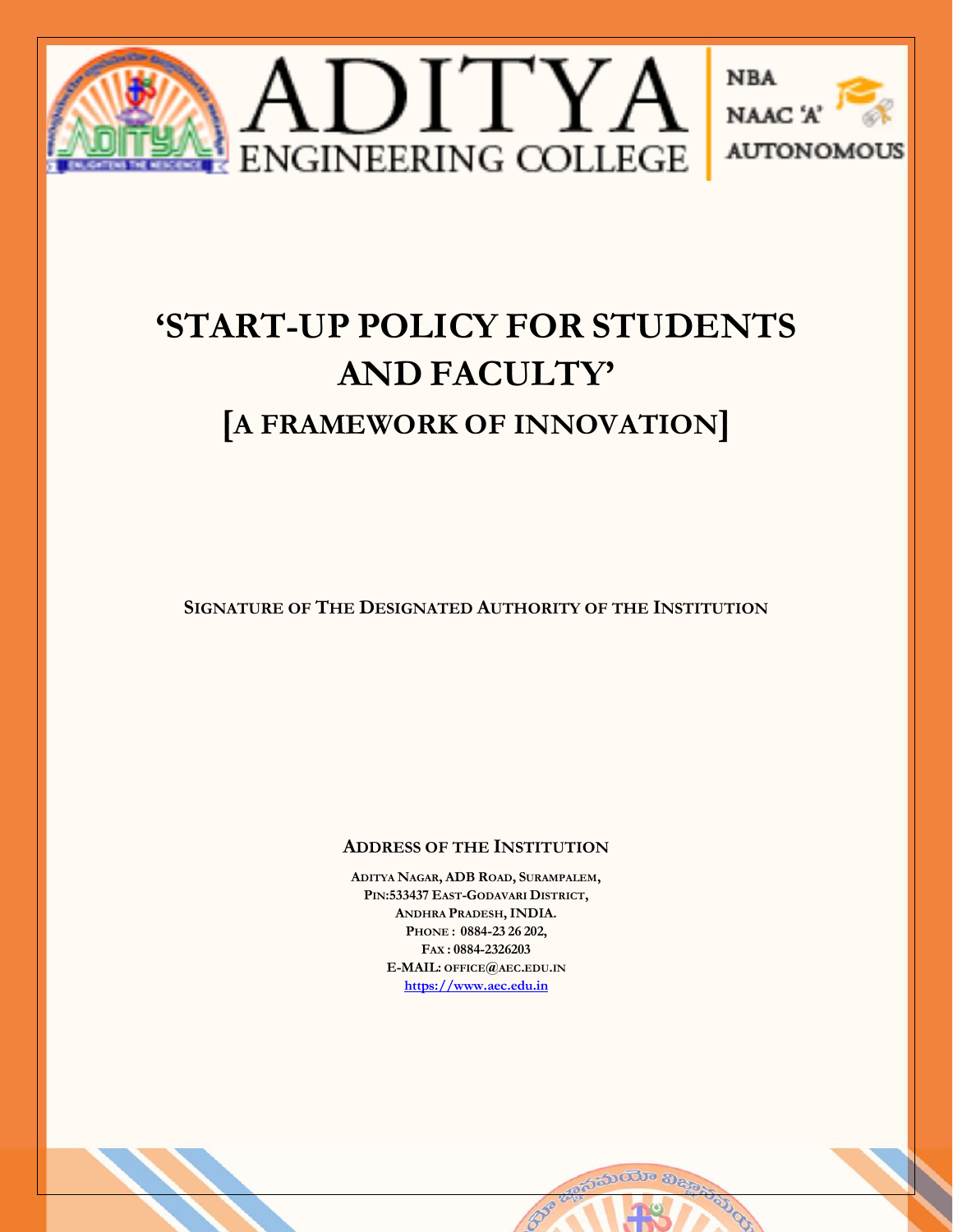ADITYA ENGINEERING COLLEGE

NBA
NAAC 'A'
AUTONOMOUS

# 'START-UP POLICY FOR STUDENTS AND FACULTY'

## [A FRAMEWORK OF INNOVATION]

**SIGNATURE OF THE DESIGNATED AUTHORITY OF THE INSTITUTION**

**ADDRESS OF THE INSTITUTION**

**ADITYA NAGAR, ADB ROAD, SURAMPALEM,**
**PIN:533437 EAST-GODAVARI DISTRICT,**
**ANDHRA PRADESH, INDIA.**
**PHONE : 0884-23 26 202,**
**FAX : 0884-2326203**
**E-MAIL: OFFICE@AEC.EDU.IN**
**https://www.aec.edu.in**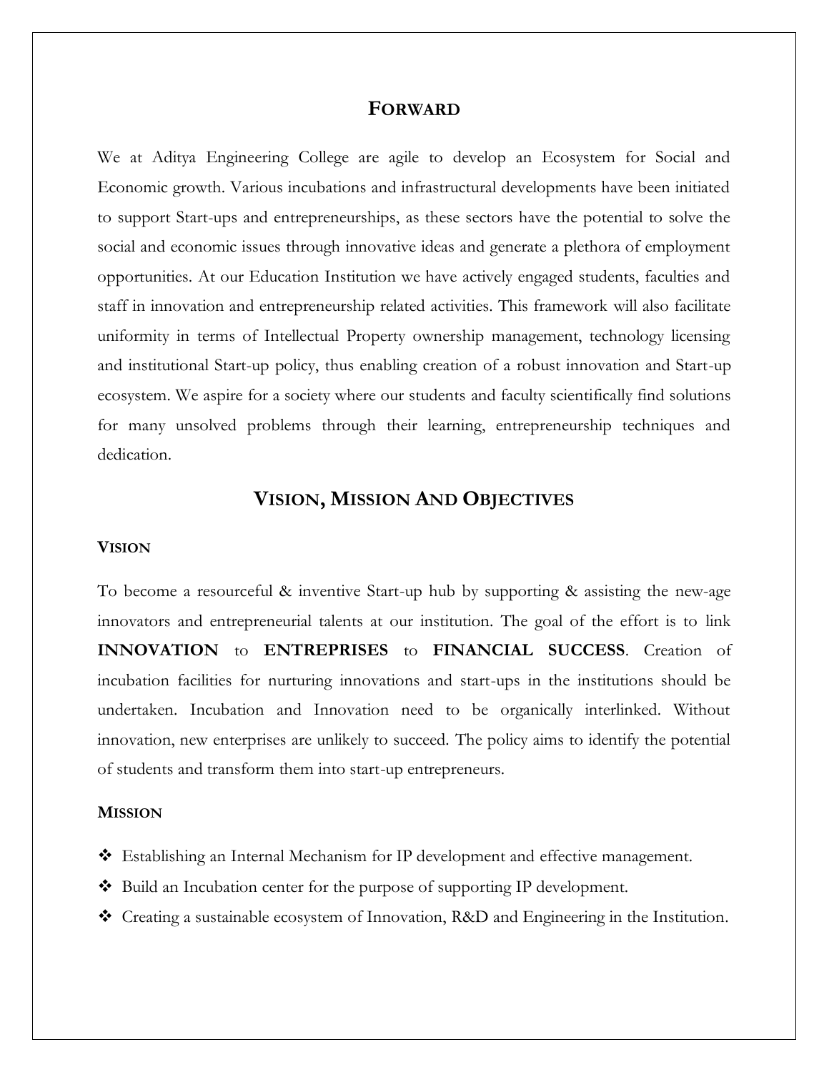## FORWARD

We at Aditya Engineering College are agile to develop an Ecosystem for Social and Economic growth. Various incubations and infrastructural developments have been initiated to support Start-ups and entrepreneurships, as these sectors have the potential to solve the social and economic issues through innovative ideas and generate a plethora of employment opportunities. At our Education Institution we have actively engaged students, faculties and staff in innovation and entrepreneurship related activities. This framework will also facilitate uniformity in terms of Intellectual Property ownership management, technology licensing and institutional Start-up policy, thus enabling creation of a robust innovation and Start-up ecosystem. We aspire for a society where our students and faculty scientifically find solutions for many unsolved problems through their learning, entrepreneurship techniques and dedication.

## VISION, MISSION AND OBJECTIVES

### VISION

To become a resourceful & inventive Start-up hub by supporting & assisting the new-age innovators and entrepreneurial talents at our institution. The goal of the effort is to link **INNOVATION** to **ENTREPRISES** to **FINANCIAL SUCCESS**. Creation of incubation facilities for nurturing innovations and start-ups in the institutions should be undertaken. Incubation and Innovation need to be organically interlinked. Without innovation, new enterprises are unlikely to succeed. The policy aims to identify the potential of students and transform them into start-up entrepreneurs.

### MISSION

- Establishing an Internal Mechanism for IP development and effective management.
- Build an Incubation center for the purpose of supporting IP development.
- Creating a sustainable ecosystem of Innovation, R&D and Engineering in the Institution.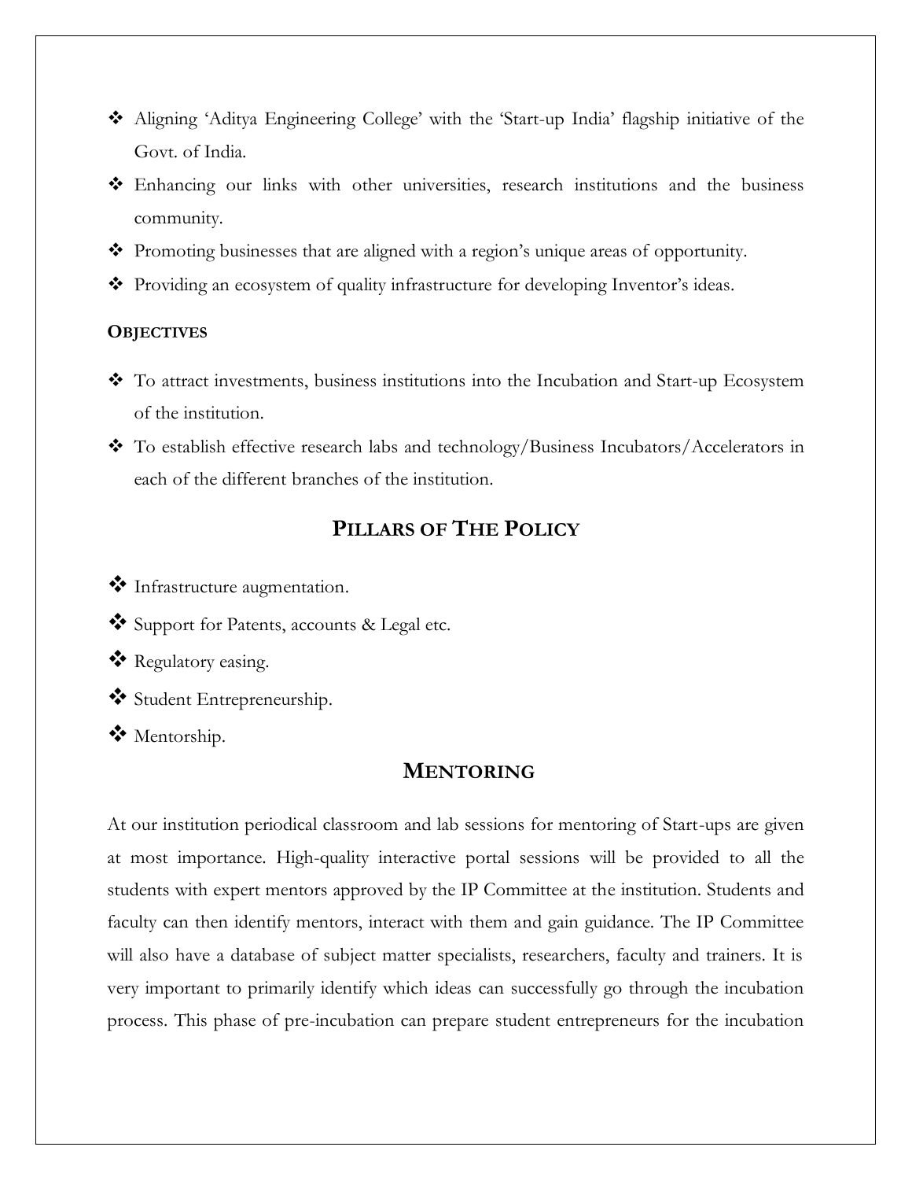- Aligning 'Aditya Engineering College' with the 'Start-up India' flagship initiative of the Govt. of India.
- Enhancing our links with other universities, research institutions and the business community.
- Promoting businesses that are aligned with a region's unique areas of opportunity.
- Providing an ecosystem of quality infrastructure for developing Inventor's ids.

**OBJECTIVES**

- To attract investments, business institutions into the Incubation and Start-up Ecosystem of the institution.
- To establish effective research labs and technology/Business Incubators/Accelerators in each of the different branches of the institution.

## PILLARS OF THE POLICY

- Infrastructure augmentation.
- Support for Patents, accounts & Legal etc.
- Regulatory easing.
- Student Entrepreneurship.
- Mentorship.

## MENTORING

At our institution periodical classroom and lab sessions for mentoring of Start-ups are given at most importance. High-quality interactive portal sessions will be provided to all the students with expert mentors approved by the IP Committee at the institution. Students and faculty can then identify mentors, interact with them and gain guidance. The IP Committee will also have a database of subject matter specialists, researchers, faculty and trainers. It is very important to primarily identify which ideas can successfully go through the incubation process. This phase of pre-incubation can prepare student entrepreneurs for the incubation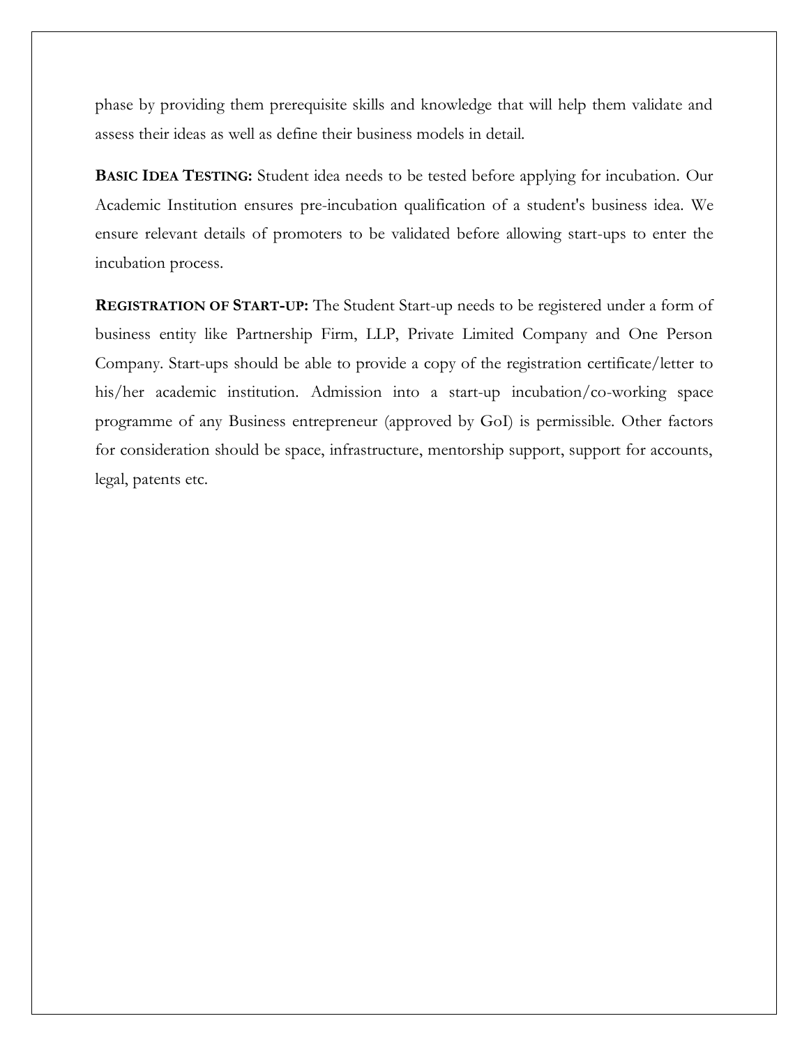phase by providing them prerequisite skills and knowledge that will help them validate and assess their ideas as well as define their business models in detail.

**BASIC IDEA TESTING:** Student idea needs to be tested before applying for incubation. Our Academic Institution ensures pre-incubation qualification of a student's business idea. We ensure relevant details of promoters to be validated before allowing start-ups to enter the incubation process.

**REGISTRATION OF START-UP:** The Student Start-up needs to be registered under a form of business entity like Partnership Firm, LLP, Private Limited Company and One Person Company. Start-ups should be able to provide a copy of the registration certificate/letter to his/her academic institution. Admission into a start-up incubation/co-working space programme of any Business entrepreneur (approved by GoI) is permissible. Other factors for consideration should be space, infrastructure, mentorship support, support for accounts, legal, patents etc.